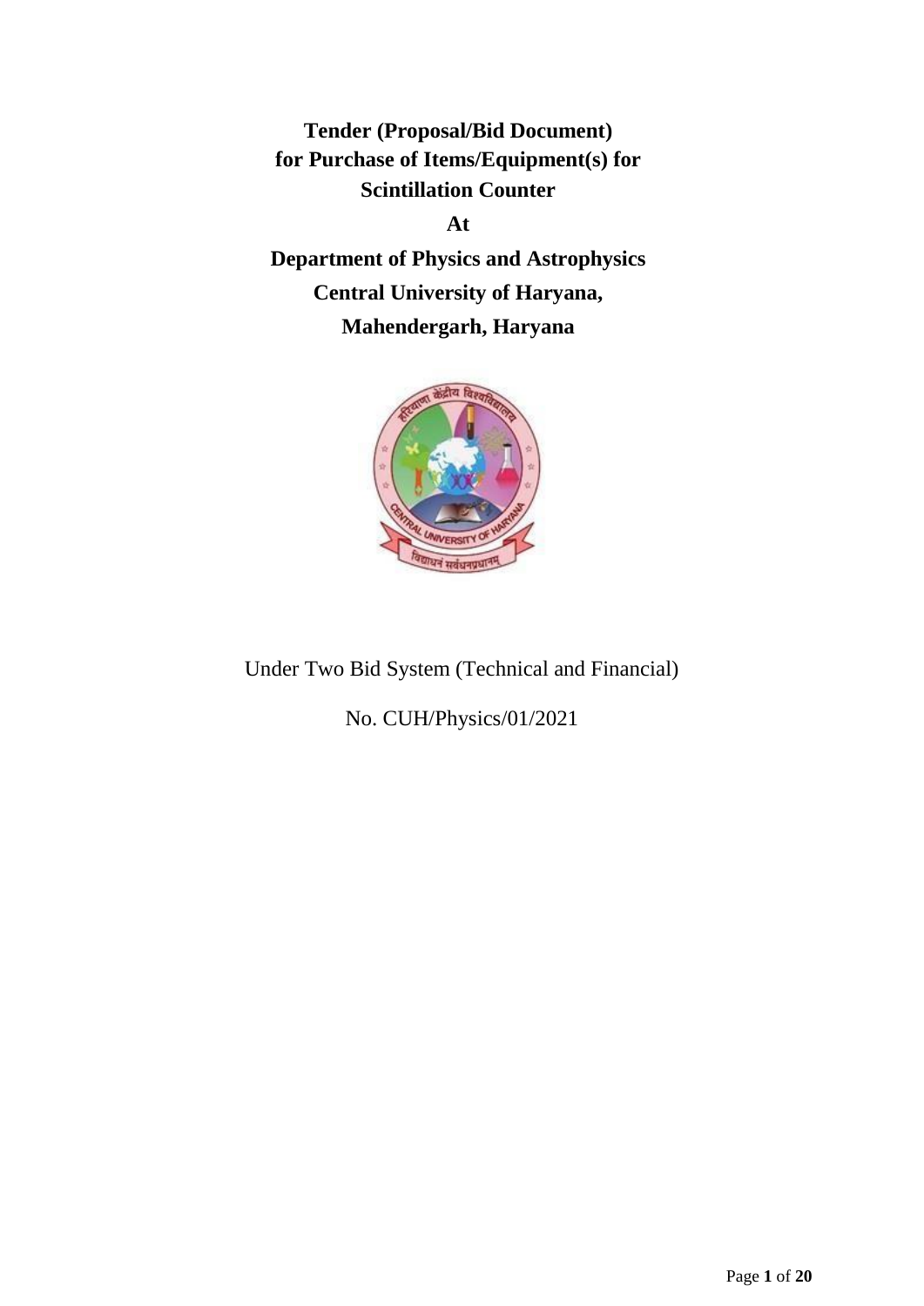**Tender (Proposal/Bid Document)**
**for Purchase of Items/Equipment(s) for**
**Scintillation Counter**

**At**

**Department of Physics and Astrophysics**
**Central University of Haryana,**
**Mahendergarh, Haryana**

Under Two Bid System (Technical and Financial)

No. CUH/Physics/01/2021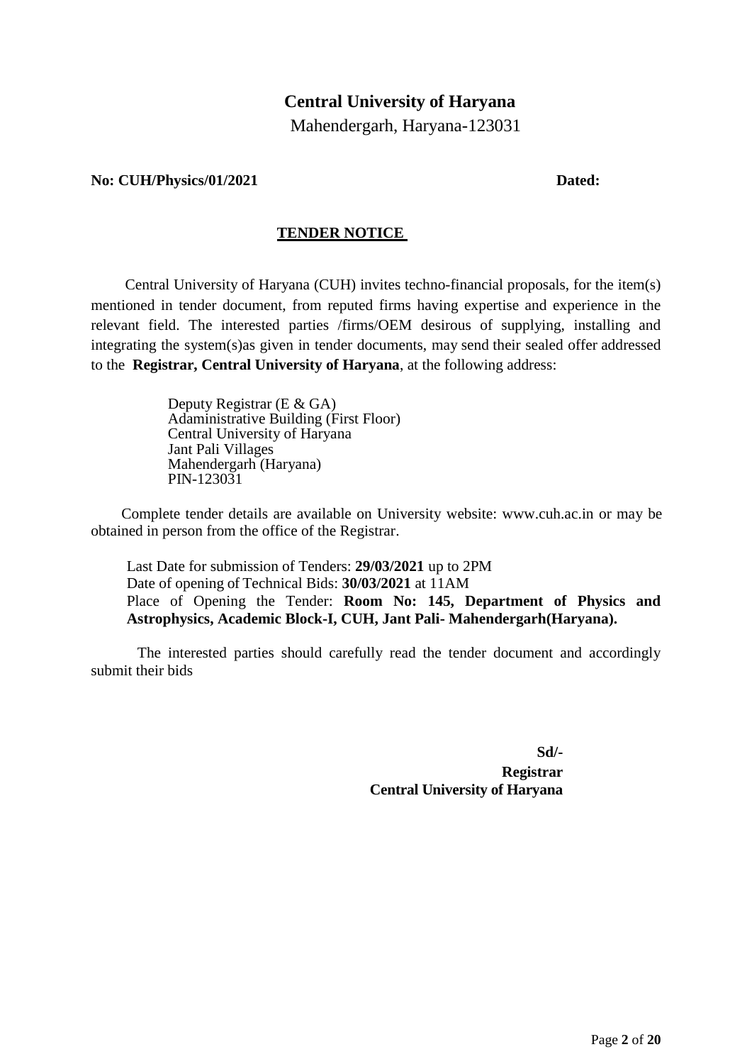# Central University of Haryana

Mahendergarh, Haryana-123031

**No: CUH/Physics/01/2021** **Dated:**

## TENDER NOTICE

Central University of Haryana (CUH) invites techno-financial proposals, for the item(s) mentioned in tender document, from reputed firms having expertise and experience in the relevant field. The interested parties /firms/OEM desirous of supplying, installing and integrating the system(s)as given in tender documents, may send their sealed offer addressed to the **Registrar, Central University of Haryana**, at the following address:

Deputy Registrar (E & GA)
Adaministrative Building (First Floor)
Central University of Haryana
Jant Pali Villages
Mahendergarh (Haryana)
PIN-123031

Complete tender details are available on University website: www.cuh.ac.in or may be obtained in person from the office of the Registrar.

Last Date for submission of Tenders: **29/03/2021** up to 2PM
Date of opening of Technical Bids: **30/03/2021** at 11AM
Place of Opening the Tender: **Room No: 145, Department of Physics and Astrophysics, Academic Block-I, CUH, Jant Pali- Mahendergarh(Haryana).**

The interested parties should carefully read the tender document and accordingly submit their bids

**Sd/-**
**Registrar**
**Central University of Haryana**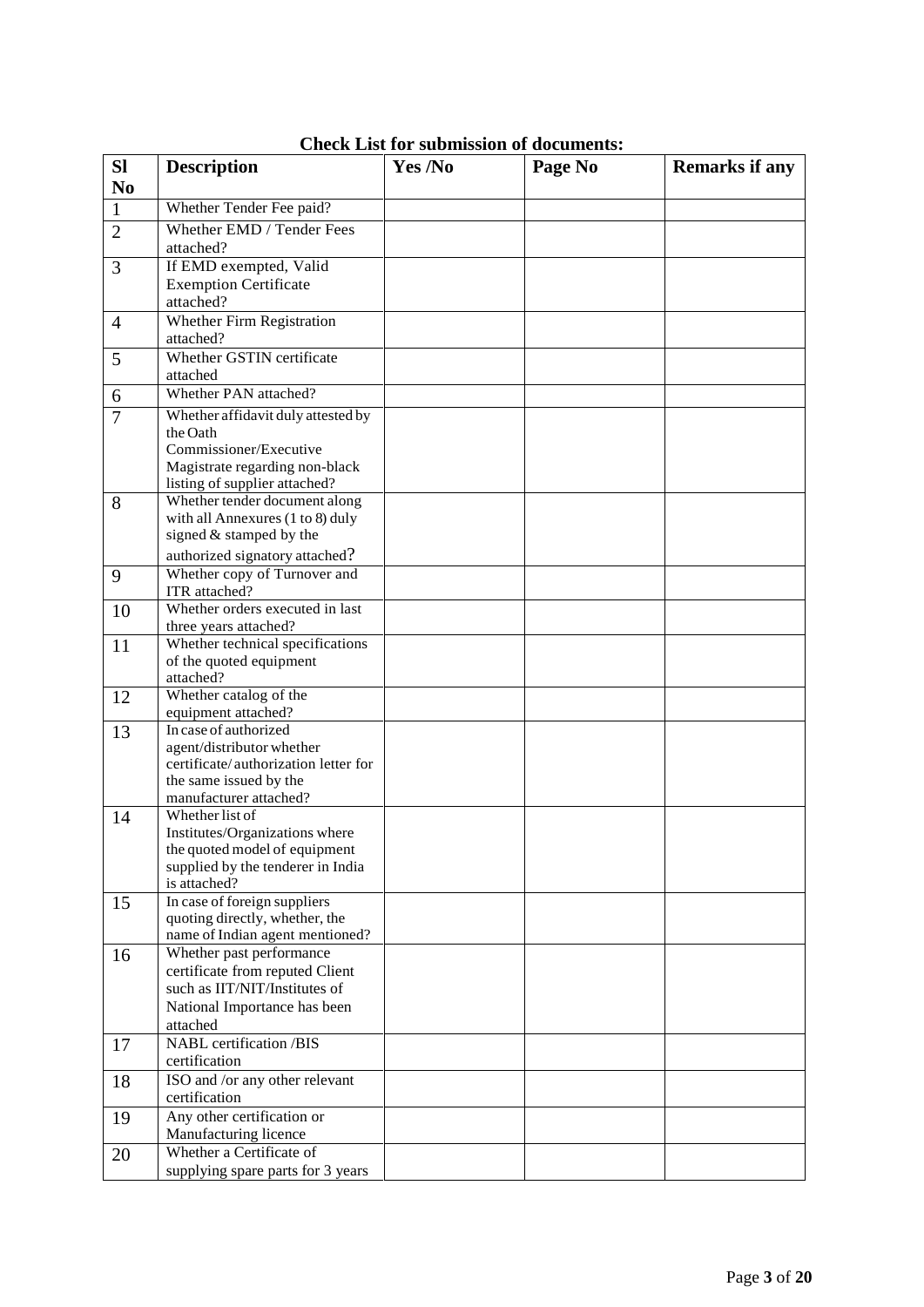**Check List for submission of documents:**

| Sl No | Description | Yes /No | Page No | Remarks if any |
|---|---|---|---|---|
| 1 | Whether Tender Fee paid? | | | |
| 2 | Whether EMD / Tender Fees attached? | | | |
| 3 | If EMD exempted, Valid Exemption Certificate attached? | | | |
| 4 | Whether Firm Registration attached? | | | |
| 5 | Whether GSTIN certificate attached | | | |
| 6 | Whether PAN attached? | | | |
| 7 | Whether affidavit duly attested by the Oath Commissioner/Executive Magistrate regarding non-black listing of supplier attached? | | | |
| 8 | Whether tender document along with all Annexures (1 to 8) duly signed & stamped by the authorized signatory attached? | | | |
| 9 | Whether copy of Turnover and ITR attached? | | | |
| 10 | Whether orders executed in last three years attached? | | | |
| 11 | Whether technical specifications of the quoted equipment attached? | | | |
| 12 | Whether catalog of the equipment attached? | | | |
| 13 | In case of authorized agent/distributor whether certificate/ authorization letter for the same issued by the manufacturer attached? | | | |
| 14 | Whether list of Institutes/Organizations where the quoted model of equipment supplied by the tenderer in India is attached? | | | |
| 15 | In case of foreign suppliers quoting directly, whether, the name of Indian agent mentioned? | | | |
| 16 | Whether past performance certificate from reputed Client such as IIT/NIT/Institutes of National Importance has been attached | | | |
| 17 | NABL certification /BIS certification | | | |
| 18 | ISO and /or any other relevant certification | | | |
| 19 | Any other certification or Manufacturing licence | | | |
| 20 | Whether a Certificate of supplying spare parts for 3 years | | | |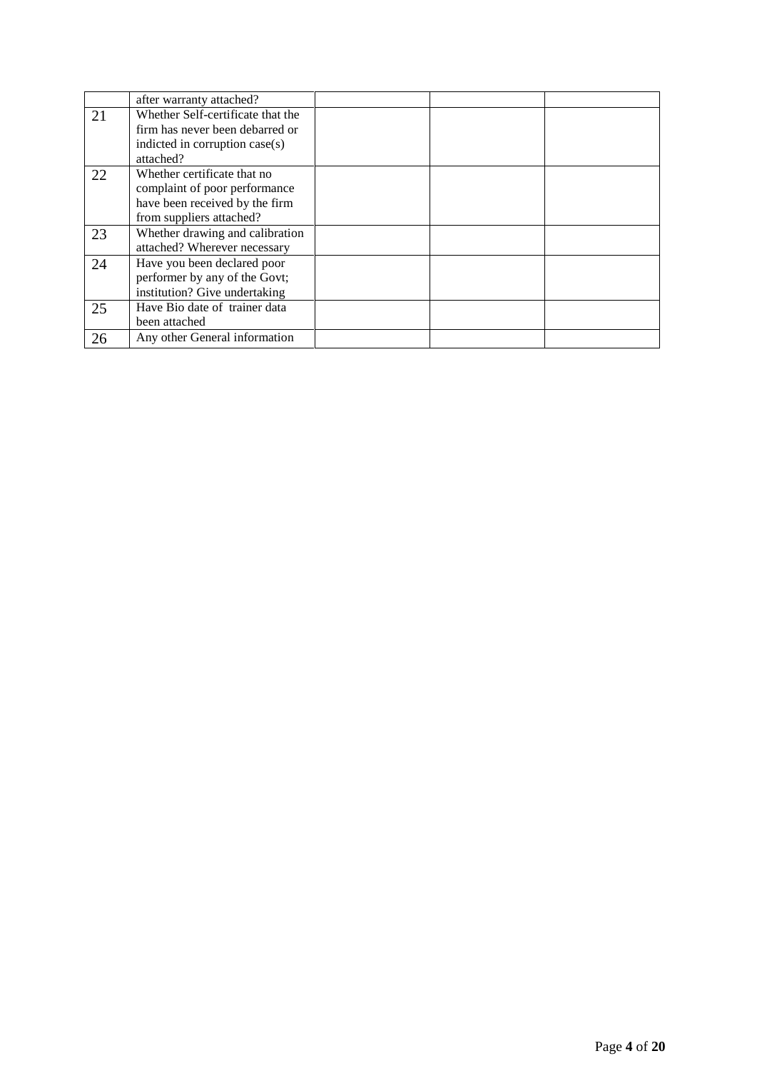| | | | | |
|---|---|---|---|---|
| | after warranty attached? | | | |
| 21 | Whether Self-certificate that the firm has never been debarred or indicted in corruption case(s) attached? | | | |
| 22 | Whether certificate that no complaint of poor performance have been received by the firm from suppliers attached? | | | |
| 23 | Whether drawing and calibration attached? Wherever necessary | | | |
| 24 | Have you been declared poor performer by any of the Govt; institution? Give undertaking | | | |
| 25 | Have Bio date of trainer data been attached | | | |
| 26 | Any other General information | | | |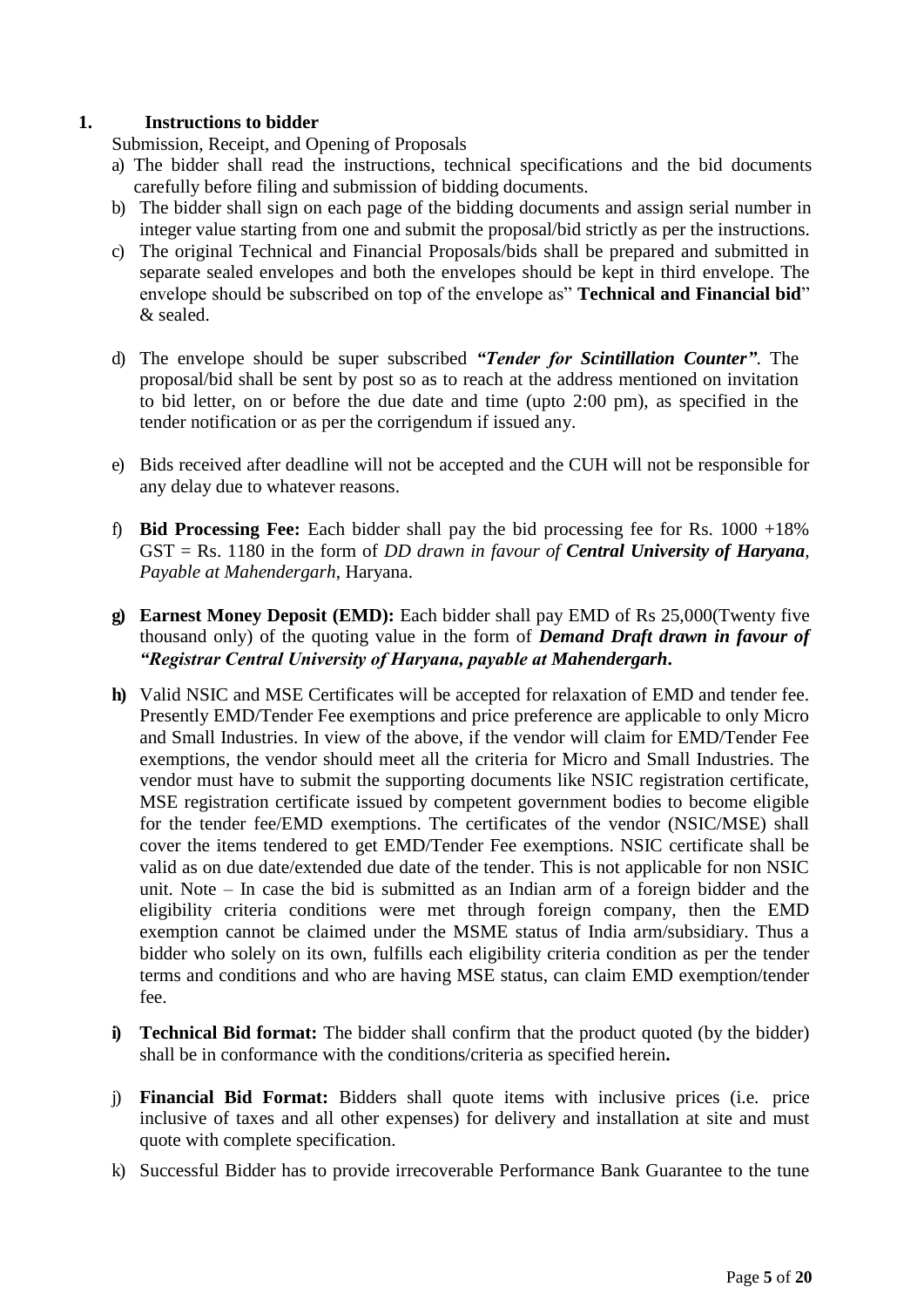## 1. Instructions to bidder

Submission, Receipt, and Opening of Proposals

a) The bidder shall read the instructions, technical specifications and the bid documents carefully before filing and submission of bidding documents.

b) The bidder shall sign on each page of the bidding documents and assign serial number in integer value starting from one and submit the proposal/bid strictly as per the instructions.

c) The original Technical and Financial Proposals/bids shall be prepared and submitted in separate sealed envelopes and both the envelopes should be kept in third envelope. The envelope should be subscribed on top of the envelope as" **Technical and Financial bid**" & sealed.

d) The envelope should be super subscribed ***"Tender for Scintillation Counter"***. The proposal/bid shall be sent by post so as to reach at the address mentioned on invitation to bid letter, on or before the due date and time (upto 2:00 pm), as specified in the tender notification or as per the corrigendum if issued any.

e) Bids received after deadline will not be accepted and the CUH will not be responsible for any delay due to whatever reasons.

f) **Bid Processing Fee:** Each bidder shall pay the bid processing fee for Rs. 1000 +18% GST = Rs. 1180 in the form of *DD drawn in favour of **Central University of Haryana**, Payable at Mahendergarh*, Haryana.

**g) Earnest Money Deposit (EMD):** Each bidder shall pay EMD of Rs 25,000(Twenty five thousand only) of the quoting value in the form of ***Demand Draft drawn in favour of "Registrar Central University of Haryana, payable at Mahendergarh.***

**h)** Valid NSIC and MSE Certificates will be accepted for relaxation of EMD and tender fee. Presently EMD/Tender Fee exemptions and price preference are applicable to only Micro and Small Industries. In view of the above, if the vendor will claim for EMD/Tender Fee exemptions, the vendor should meet all the criteria for Micro and Small Industries. The vendor must have to submit the supporting documents like NSIC registration certificate, MSE registration certificate issued by competent government bodies to become eligible for the tender fee/EMD exemptions. The certificates of the vendor (NSIC/MSE) shall cover the items tendered to get EMD/Tender Fee exemptions. NSIC certificate shall be valid as on due date/extended due date of the tender. This is not applicable for non NSIC unit. Note – In case the bid is submitted as an Indian arm of a foreign bidder and the eligibility criteria conditions were met through foreign company, then the EMD exemption cannot be claimed under the MSME status of India arm/subsidiary. Thus a bidder who solely on its own, fulfills each eligibility criteria condition as per the tender terms and conditions and who are having MSE status, can claim EMD exemption/tender fee.

**i) Technical Bid format:** The bidder shall confirm that the product quoted (by the bidder) shall be in conformance with the conditions/criteria as specified herein**.**

j) **Financial Bid Format:** Bidders shall quote items with inclusive prices (i.e. price inclusive of taxes and all other expenses) for delivery and installation at site and must quote with complete specification.

k) Successful Bidder has to provide irrecoverable Performance Bank Guarantee to the tune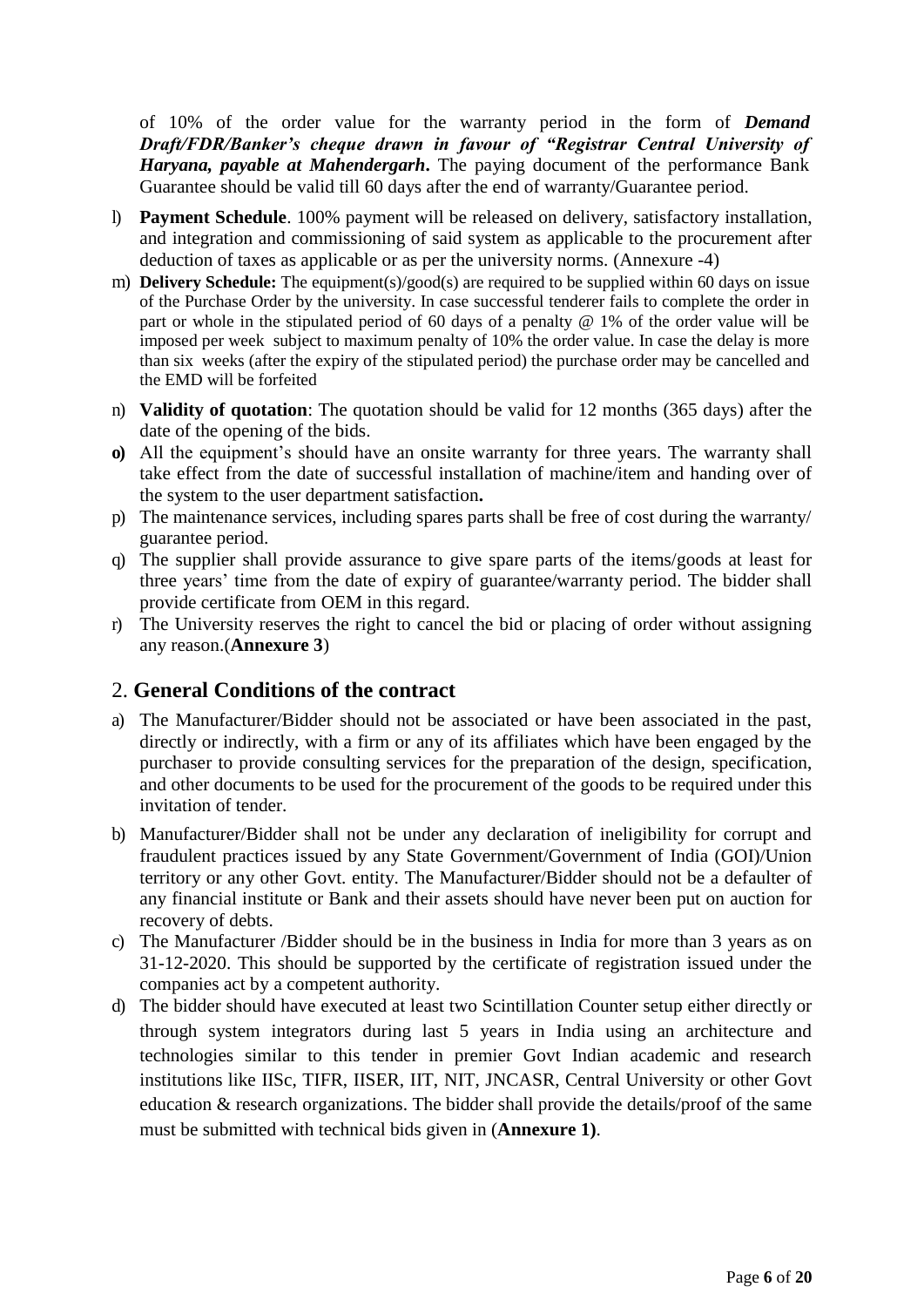of 10% of the order value for the warranty period in the form of ***Demand Draft/FDR/Banker's cheque drawn in favour of "Registrar Central University of Haryana, payable at Mahendergarh***. The paying document of the performance Bank Guarantee should be valid till 60 days after the end of warranty/Guarantee period.

l) **Payment Schedule**. 100% payment will be released on delivery, satisfactory installation, and integration and commissioning of said system as applicable to the procurement after deduction of taxes as applicable or as per the university norms. (Annexure -4)

m) **Delivery Schedule:** The equipment(s)/good(s) are required to be supplied within 60 days on issue of the Purchase Order by the university. In case successful tenderer fails to complete the order in part or whole in the stipulated period of 60 days of a penalty @ 1% of the order value will be imposed per week subject to maximum penalty of 10% the order value. In case the delay is more than six weeks (after the expiry of the stipulated period) the purchase order may be cancelled and the EMD will be forfeited

n) **Validity of quotation**: The quotation should be valid for 12 months (365 days) after the date of the opening of the bids.

**o)** All the equipment's should have an onsite warranty for three years. The warranty shall take effect from the date of successful installation of machine/item and handing over of the system to the user department satisfaction**.**

p) The maintenance services, including spares parts shall be free of cost during the warranty/ guarantee period.

q) The supplier shall provide assurance to give spare parts of the items/goods at least for three years' time from the date of expiry of guarantee/warranty period. The bidder shall provide certificate from OEM in this regard.

r) The University reserves the right to cancel the bid or placing of order without assigning any reason.(**Annexure 3**)

## 2. **General Conditions of the contract**

a) The Manufacturer/Bidder should not be associated or have been associated in the past, directly or indirectly, with a firm or any of its affiliates which have been engaged by the purchaser to provide consulting services for the preparation of the design, specification, and other documents to be used for the procurement of the goods to be required under this invitation of tender.

b) Manufacturer/Bidder shall not be under any declaration of ineligibility for corrupt and fraudulent practices issued by any State Government/Government of India (GOI)/Union territory or any other Govt. entity. The Manufacturer/Bidder should not be a defaulter of any financial institute or Bank and their assets should have never been put on auction for recovery of debts.

c) The Manufacturer /Bidder should be in the business in India for more than 3 years as on 31-12-2020. This should be supported by the certificate of registration issued under the companies act by a competent authority.

d) The bidder should have executed at least two Scintillation Counter setup either directly or through system integrators during last 5 years in India using an architecture and technologies similar to this tender in premier Govt Indian academic and research institutions like IISc, TIFR, IISER, IIT, NIT, JNCASR, Central University or other Govt education & research organizations. The bidder shall provide the details/proof of the same must be submitted with technical bids given in (**Annexure 1)**.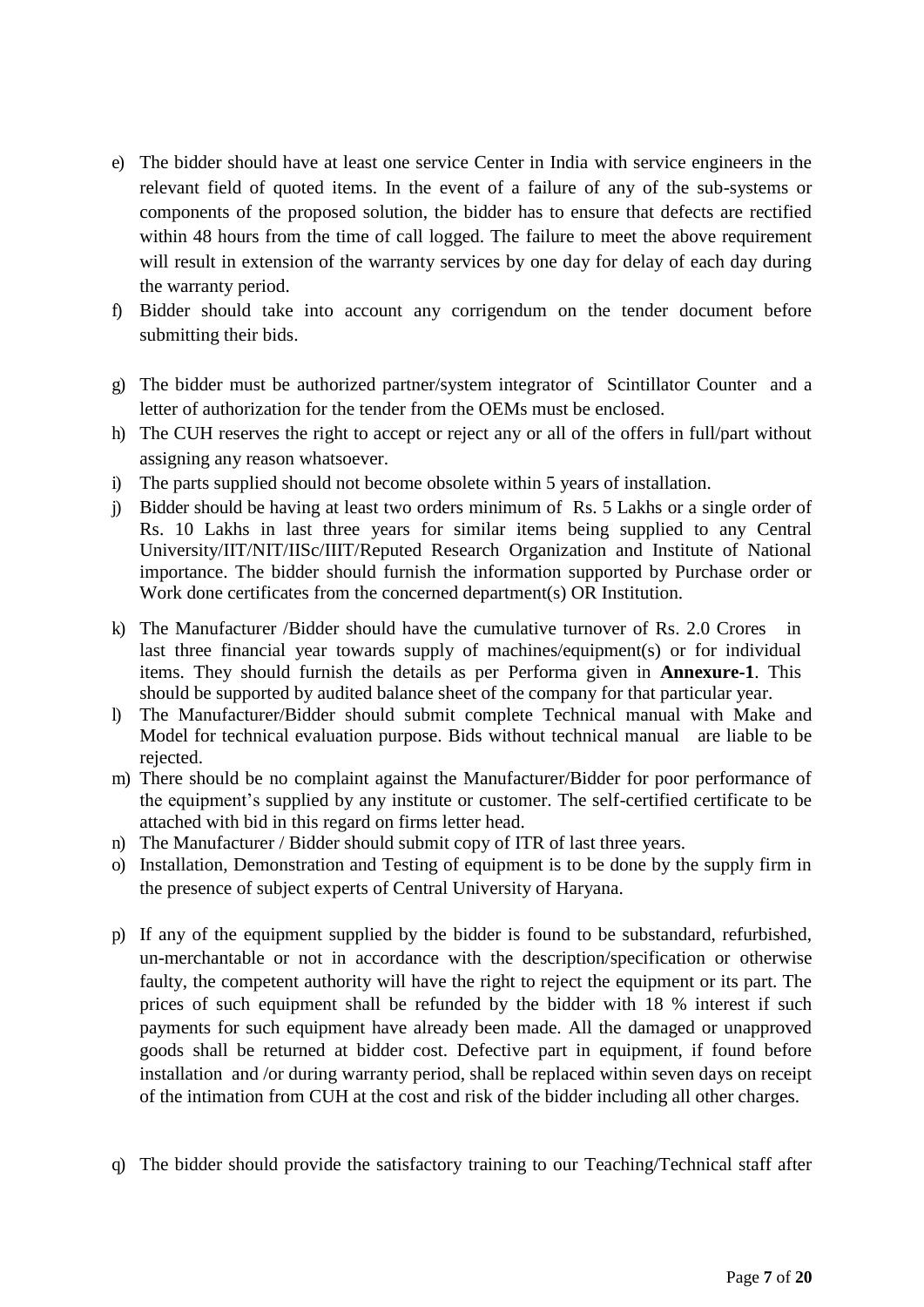e) The bidder should have at least one service Center in India with service engineers in the relevant field of quoted items. In the event of a failure of any of the sub-systems or components of the proposed solution, the bidder has to ensure that defects are rectified within 48 hours from the time of call logged. The failure to meet the above requirement will result in extension of the warranty services by one day for delay of each day during the warranty period.

f) Bidder should take into account any corrigendum on the tender document before submitting their bids.

g) The bidder must be authorized partner/system integrator of Scintillator Counter and a letter of authorization for the tender from the OEMs must be enclosed.

h) The CUH reserves the right to accept or reject any or all of the offers in full/part without assigning any reason whatsoever.

i) The parts supplied should not become obsolete within 5 years of installation.

j) Bidder should be having at least two orders minimum of Rs. 5 Lakhs or a single order of Rs. 10 Lakhs in last three years for similar items being supplied to any Central University/IIT/NIT/IISc/IIIT/Reputed Research Organization and Institute of National importance. The bidder should furnish the information supported by Purchase order or Work done certificates from the concerned department(s) OR Institution.

k) The Manufacturer /Bidder should have the cumulative turnover of Rs. 2.0 Crores in last three financial year towards supply of machines/equipment(s) or for individual items. They should furnish the details as per Performa given in **Annexure-1**. This should be supported by audited balance sheet of the company for that particular year.

l) The Manufacturer/Bidder should submit complete Technical manual with Make and Model for technical evaluation purpose. Bids without technical manual are liable to be rejected.

m) There should be no complaint against the Manufacturer/Bidder for poor performance of the equipment's supplied by any institute or customer. The self-certified certificate to be attached with bid in this regard on firms letter head.

n) The Manufacturer / Bidder should submit copy of ITR of last three years.

o) Installation, Demonstration and Testing of equipment is to be done by the supply firm in the presence of subject experts of Central University of Haryana.

p) If any of the equipment supplied by the bidder is found to be substandard, refurbished, un-merchantable or not in accordance with the description/specification or otherwise faulty, the competent authority will have the right to reject the equipment or its part. The prices of such equipment shall be refunded by the bidder with 18 % interest if such payments for such equipment have already been made. All the damaged or unapproved goods shall be returned at bidder cost. Defective part in equipment, if found before installation and /or during warranty period, shall be replaced within seven days on receipt of the intimation from CUH at the cost and risk of the bidder including all other charges.

q) The bidder should provide the satisfactory training to our Teaching/Technical staff after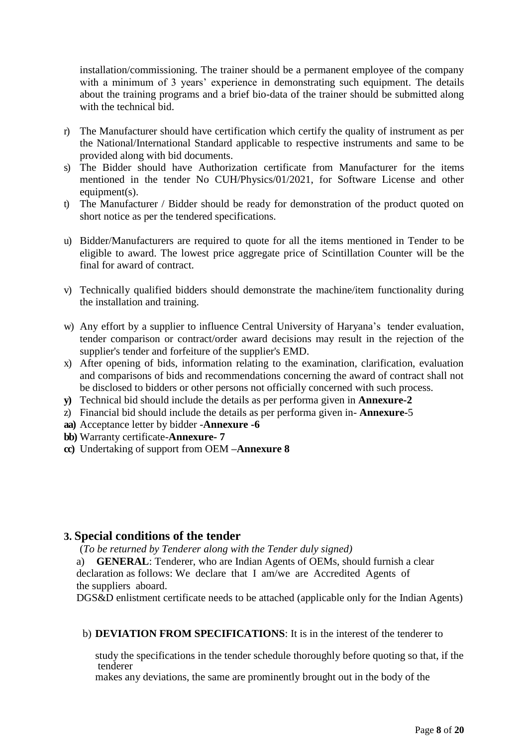installation/commissioning. The trainer should be a permanent employee of the company with a minimum of 3 years' experience in demonstrating such equipment. The details about the training programs and a brief bio-data of the trainer should be submitted along with the technical bid.

r) The Manufacturer should have certification which certify the quality of instrument as per the National/International Standard applicable to respective instruments and same to be provided along with bid documents.
s) The Bidder should have Authorization certificate from Manufacturer for the items mentioned in the tender No CUH/Physics/01/2021, for Software License and other equipment(s).
t) The Manufacturer / Bidder should be ready for demonstration of the product quoted on short notice as per the tendered specifications.
u) Bidder/Manufacturers are required to quote for all the items mentioned in Tender to be eligible to award. The lowest price aggregate price of Scintillation Counter will be the final for award of contract.
v) Technically qualified bidders should demonstrate the machine/item functionality during the installation and training.
w) Any effort by a supplier to influence Central University of Haryana's tender evaluation, tender comparison or contract/order award decisions may result in the rejection of the supplier's tender and forfeiture of the supplier's EMD.
x) After opening of bids, information relating to the examination, clarification, evaluation and comparisons of bids and recommendations concerning the award of contract shall not be disclosed to bidders or other persons not officially concerned with such process.

**y)** Technical bid should include the details as per performa given in **Annexure-2**

z) Financial bid should include the details as per performa given in- **Annexure-**5

**aa)** Acceptance letter by bidder -**Annexure -6**

**bb)** Warranty certificate-**Annexure- 7**

**cc)** Undertaking of support from OEM –**Annexure 8**

## 3. Special conditions of the tender

(*To be returned by Tenderer along with the Tender duly signed)*

a) **GENERAL**: Tenderer, who are Indian Agents of OEMs, should furnish a clear declaration as follows: We declare that I am/we are Accredited Agents of the suppliers aboard.

DGS&D enlistment certificate needs to be attached (applicable only for the Indian Agents)

b) **DEVIATION FROM SPECIFICATIONS**: It is in the interest of the tenderer to study the specifications in the tender schedule thoroughly before quoting so that, if the tenderer makes any deviations, the same are prominently brought out in the body of the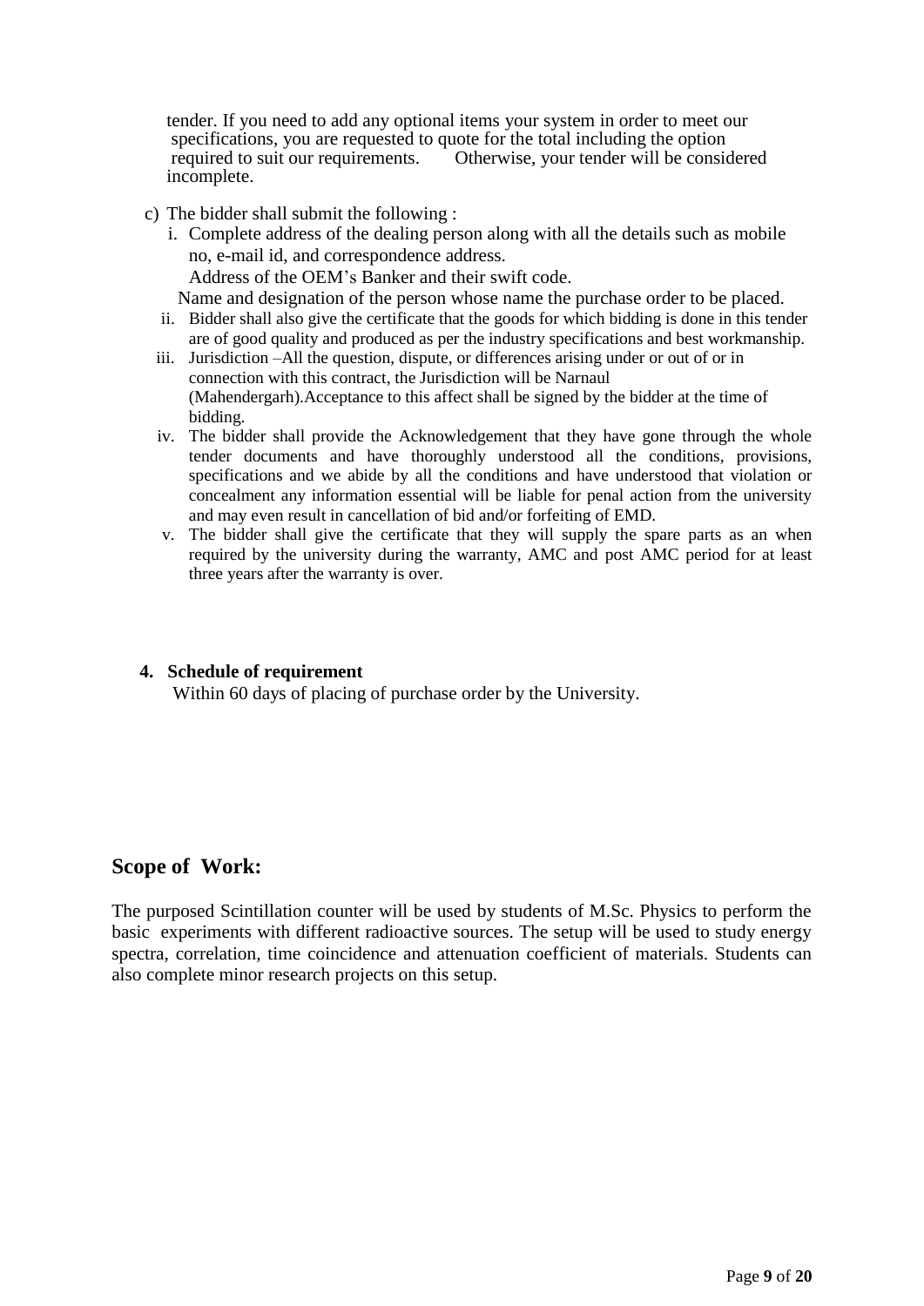tender. If you need to add any optional items your system in order to meet our specifications, you are requested to quote for the total including the option required to suit our requirements. Otherwise, your tender will be considered incomplete.

c) The bidder shall submit the following :

   i. Complete address of the dealing person along with all the details such as mobile no, e-mail id, and correspondence address.
      Address of the OEM's Banker and their swift code.
      Name and designation of the person whose name the purchase order to be placed.
   ii. Bidder shall also give the certificate that the goods for which bidding is done in this tender are of good quality and produced as per the industry specifications and best workmanship.
   iii. Jurisdiction –All the question, dispute, or differences arising under or out of or in connection with this contract, the Jurisdiction will be Narnaul (Mahendergarh).Acceptance to this affect shall be signed by the bidder at the time of bidding.
   iv. The bidder shall provide the Acknowledgement that they have gone through the whole tender documents and have thoroughly understood all the conditions, provisions, specifications and we abide by all the conditions and have understood that violation or concealment any information essential will be liable for penal action from the university and may even result in cancellation of bid and/or forfeiting of EMD.
   v. The bidder shall give the certificate that they will supply the spare parts as an when required by the university during the warranty, AMC and post AMC period for at least three years after the warranty is over.

**4. Schedule of requirement**

Within 60 days of placing of purchase order by the University.

## Scope of Work:

The purposed Scintillation counter will be used by students of M.Sc. Physics to perform the basic experiments with different radioactive sources. The setup will be used to study energy spectra, correlation, time coincidence and attenuation coefficient of materials. Students can also complete minor research projects on this setup.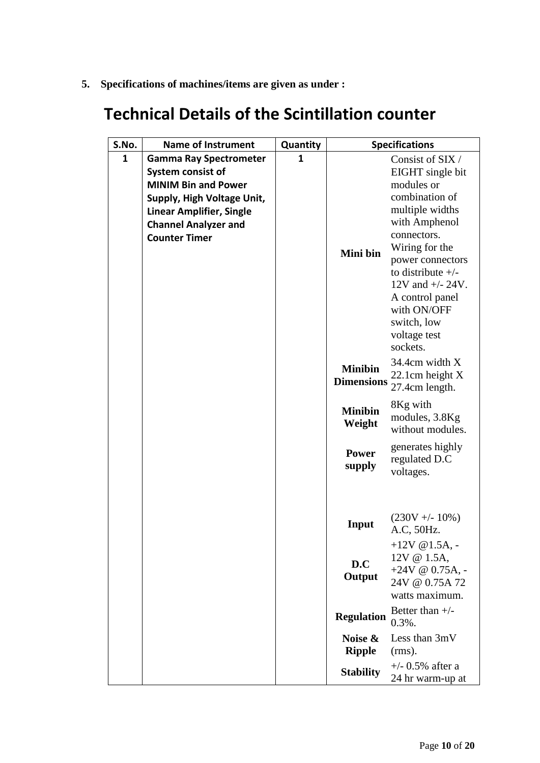**5. Specifications of machines/items are given as under :**

# Technical Details of the Scintillation counter

| S.No. | Name of Instrument | Quantity | Specifications | |
|---|---|---|---|---|
| 1 | **Gamma Ray Spectrometer System consist of MINIM Bin and Power Supply, High Voltage Unit, Linear Amplifier, Single Channel Analyzer and Counter Timer** | 1 | **Mini bin** | Consist of SIX / EIGHT single bit modules or combination of multiple widths with Amphenol connectors. Wiring for the power connectors to distribute +/- 12V and +/- 24V. A control panel with ON/OFF switch, low voltage test sockets. |
| | | | **Minibin Dimensions** | 34.4cm width X 22.1cm height X 27.4cm length. |
| | | | **Minibin Weight** | 8Kg with modules, 3.8Kg without modules. |
| | | | **Power supply** | generates highly regulated D.C voltages. |
| | | | **Input** | (230V +/- 10%) A.C, 50Hz. |
| | | | **D.C Output** | +12V @1.5A, -12V @ 1.5A, +24V @ 0.75A, -24V @ 0.75A 72 watts maximum. |
| | | | **Regulation** | Better than +/- 0.3%. |
| | | | **Noise & Ripple** | Less than 3mV (rms). |
| | | | **Stability** | +/- 0.5% after a 24 hr warm-up at |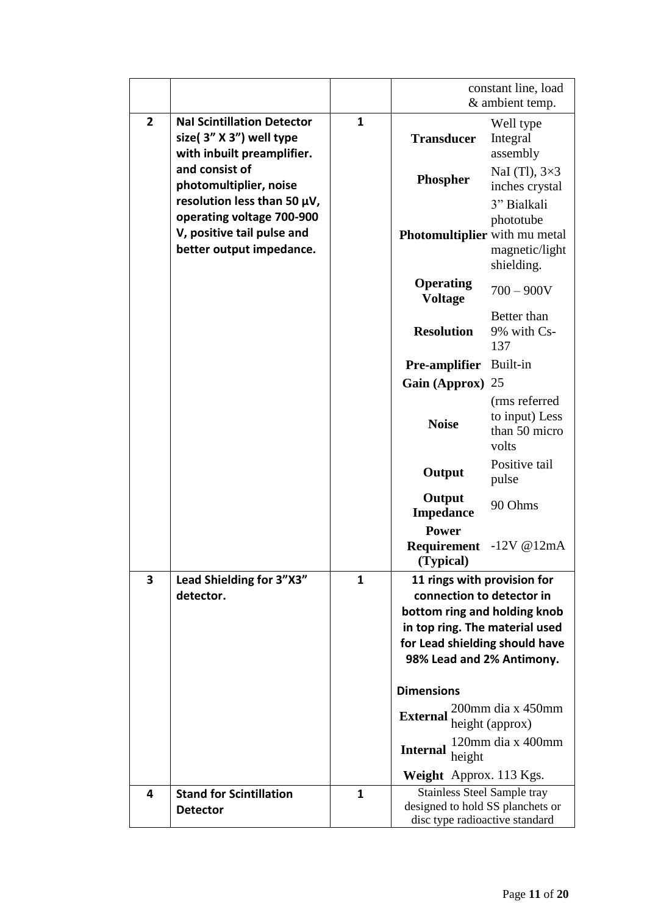| | | | |
|---|---|---|---|
| | | | constant line, load & ambient temp. |
| **2** | **NaI Scintillation Detector size( 3" X 3") well type with inbuilt preamplifier. and consist of photomultiplier, noise resolution less than 50 µV, operating voltage 700-900 V, positive tail pulse and better output impedance.** | **1** | **Transducer**: Well type Integral assembly<br>**Phospher**: NaI (Tl), 3×3 inches crystal<br>**Photomultiplier**: 3" Bialkali phototube with mu metal magnetic/light shielding.<br>**Operating Voltage**: 700 – 900V<br>**Resolution**: Better than 9% with Cs-137<br>**Pre-amplifier**: Built-in<br>**Gain (Approx)**: 25<br>**Noise**: (rms referred to input) Less than 50 micro volts<br>**Output**: Positive tail pulse<br>**Output Impedance**: 90 Ohms<br>**Power Requirement (Typical)**: -12V @12mA |
| **3** | **Lead Shielding for 3"X3" detector.** | **1** | **11 rings with provision for connection to detector in bottom ring and holding knob in top ring. The material used for Lead shielding should have 98% Lead and 2% Antimony.**<br><br>**Dimensions**<br>**External**: 200mm dia x 450mm height (approx)<br>**Internal**: 120mm dia x 400mm height<br>**Weight**: Approx. 113 Kgs. |
| **4** | **Stand for Scintillation Detector** | **1** | Stainless Steel Sample tray designed to hold SS planchets or disc type radioactive standard |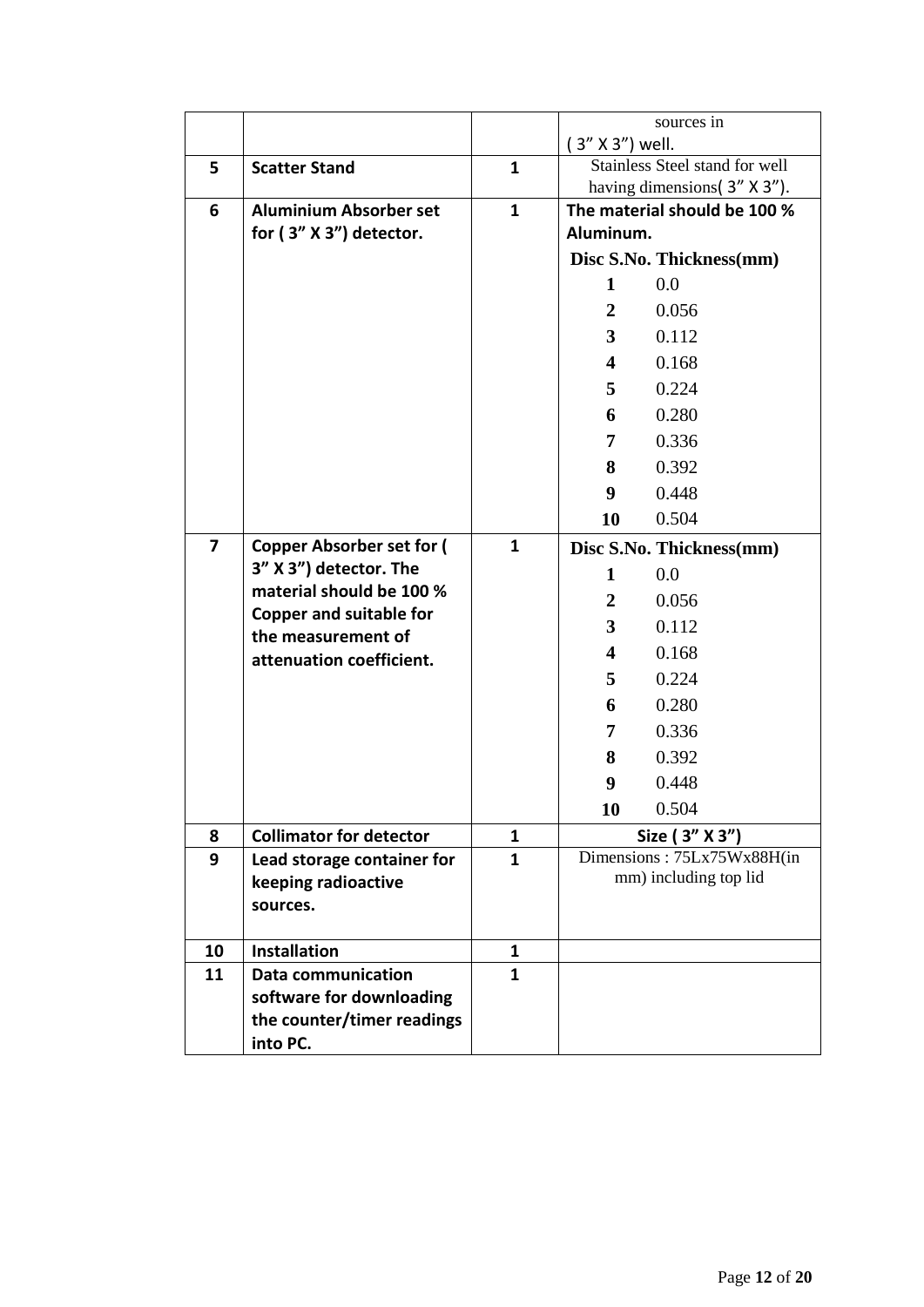| | | | |
|---|---|---|---|
| | | | sources in ( 3" X 3") well. |
| 5 | **Scatter Stand** | 1 | Stainless Steel stand for well having dimensions( 3" X 3"). |
| 6 | **Aluminium Absorber set for ( 3" X 3") detector.** | 1 | **The material should be 100 % Aluminum.**<br>**Disc S.No. Thickness(mm)**<br>**1** 0.0<br>**2** 0.056<br>**3** 0.112<br>**4** 0.168<br>**5** 0.224<br>**6** 0.280<br>**7** 0.336<br>**8** 0.392<br>**9** 0.448<br>**10** 0.504 |
| 7 | **Copper Absorber set for ( 3" X 3") detector. The material should be 100 % Copper and suitable for the measurement of attenuation coefficient.** | 1 | **Disc S.No. Thickness(mm)**<br>**1** 0.0<br>**2** 0.056<br>**3** 0.112<br>**4** 0.168<br>**5** 0.224<br>**6** 0.280<br>**7** 0.336<br>**8** 0.392<br>**9** 0.448<br>**10** 0.504 |
| 8 | **Collimator for detector** | 1 | **Size ( 3" X 3")** |
| 9 | **Lead storage container for keeping radioactive sources.** | 1 | Dimensions : 75Lx75Wx88H(in mm) including top lid |
| 10 | **Installation** | 1 | |
| 11 | **Data communication software for downloading the counter/timer readings into PC.** | 1 | |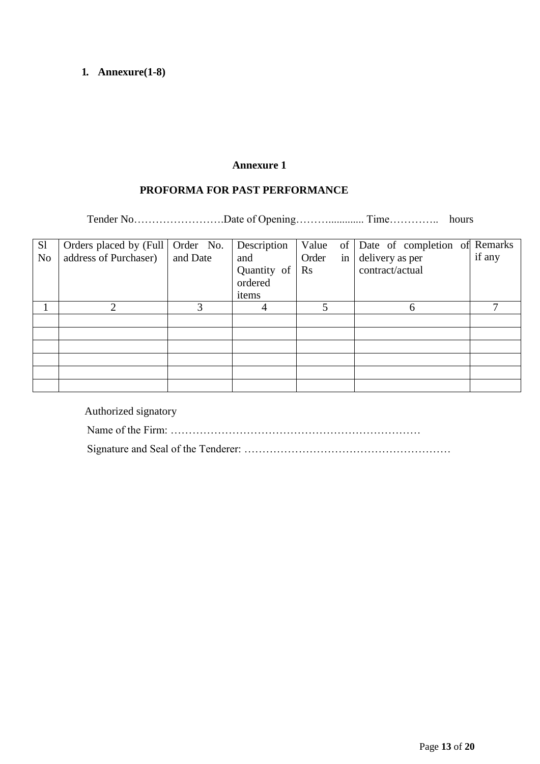1. **Annexure(1-8)**

## Annexure 1

## PROFORMA FOR PAST PERFORMANCE

Tender No…………………….Date of Opening………............ Time………….. hours

| Sl No | Orders placed by (Full address of Purchaser) | Order No. and Date | Description and Quantity of ordered items | Value of Order in Rs | Date of completion of delivery as per contract/actual | Remarks if any |
|---|---|---|---|---|---|---|
| 1 | 2 | 3 | 4 | 5 | 6 | 7 |
| | | | | | | |
| | | | | | | |
| | | | | | | |
| | | | | | | |
| | | | | | | |
| | | | | | | |

Authorized signatory

Name of the Firm: ……………………………………………………………

Signature and Seal of the Tenderer: …………………………………………………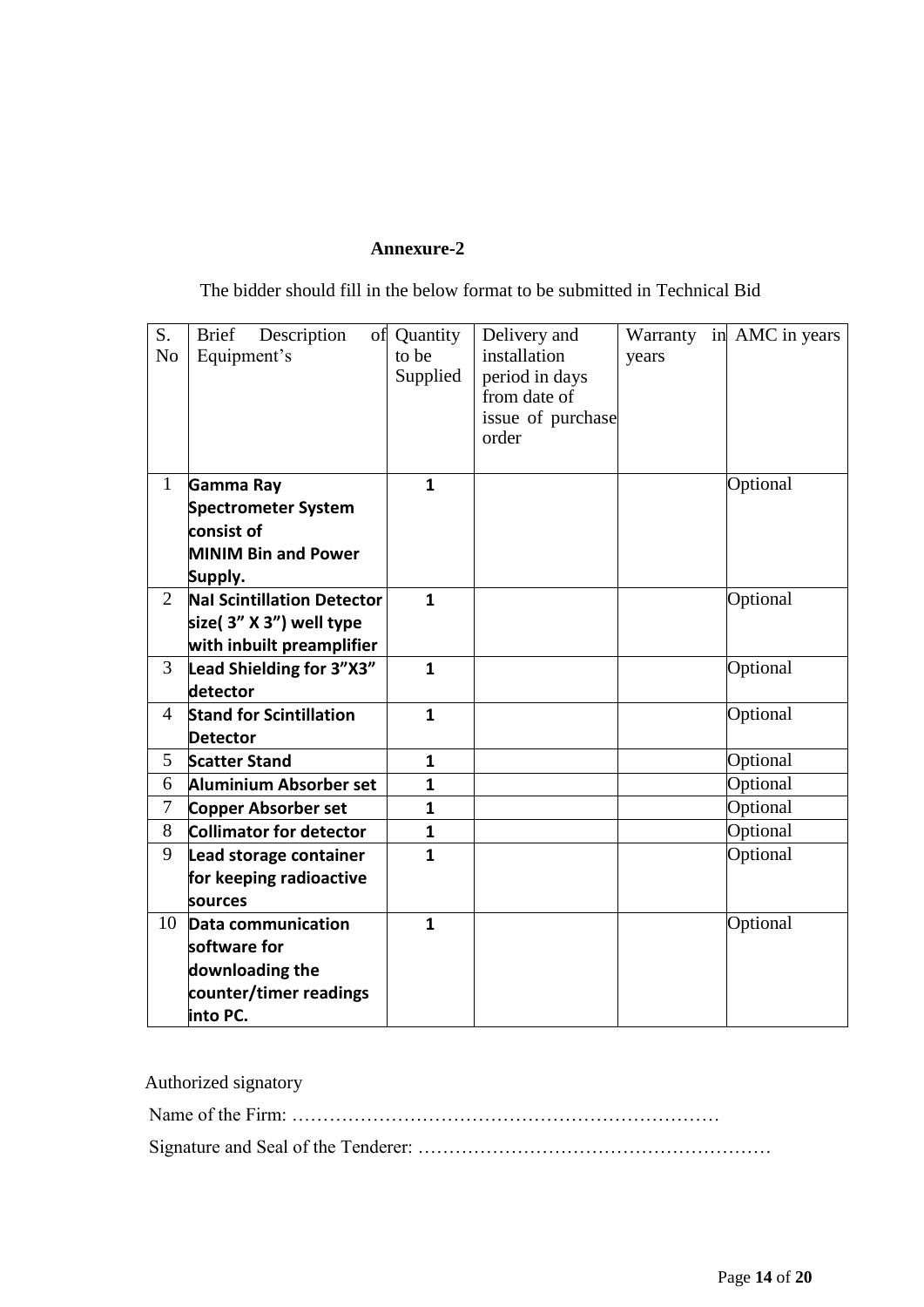**Annexure-2**

The bidder should fill in the below format to be submitted in Technical Bid

| S. No | Brief Description of Equipment's | Quantity to be Supplied | Delivery and installation period in days from date of issue of purchase order | Warranty in years | AMC in years |
|---|---|---|---|---|---|
| 1 | **Gamma Ray Spectrometer System consist of MINIM Bin and Power Supply.** | **1** | | | Optional |
| 2 | **NaI Scintillation Detector size( 3" X 3") well type with inbuilt preamplifier** | **1** | | | Optional |
| 3 | **Lead Shielding for 3"X3" detector** | **1** | | | Optional |
| 4 | **Stand for Scintillation Detector** | **1** | | | Optional |
| 5 | **Scatter Stand** | **1** | | | Optional |
| 6 | **Aluminium Absorber set** | **1** | | | Optional |
| 7 | **Copper Absorber set** | **1** | | | Optional |
| 8 | **Collimator for detector** | **1** | | | Optional |
| 9 | **Lead storage container for keeping radioactive sources** | **1** | | | Optional |
| 10 | **Data communication software for downloading the counter/timer readings into PC.** | **1** | | | Optional |

Authorized signatory

Name of the Firm: ……………………………………………………………

Signature and Seal of the Tenderer: …………………………………………………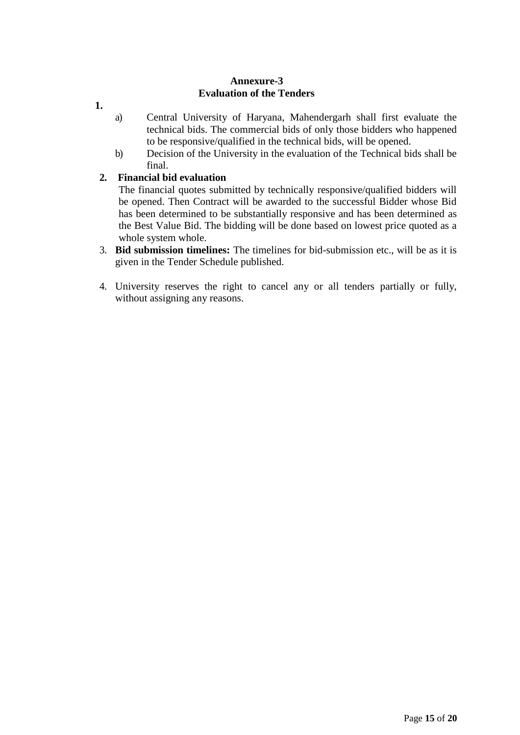**Annexure-3**
**Evaluation of the Tenders**

**1.**

a) Central University of Haryana, Mahendergarh shall first evaluate the technical bids. The commercial bids of only those bidders who happened to be responsive/qualified in the technical bids, will be opened.

b) Decision of the University in the evaluation of the Technical bids shall be final.

**2. Financial bid evaluation**

The financial quotes submitted by technically responsive/qualified bidders will be opened. Then Contract will be awarded to the successful Bidder whose Bid has been determined to be substantially responsive and has been determined as the Best Value Bid. The bidding will be done based on lowest price quoted as a whole system whole.

3. **Bid submission timelines:** The timelines for bid-submission etc., will be as it is given in the Tender Schedule published.

4. University reserves the right to cancel any or all tenders partially or fully, without assigning any reasons.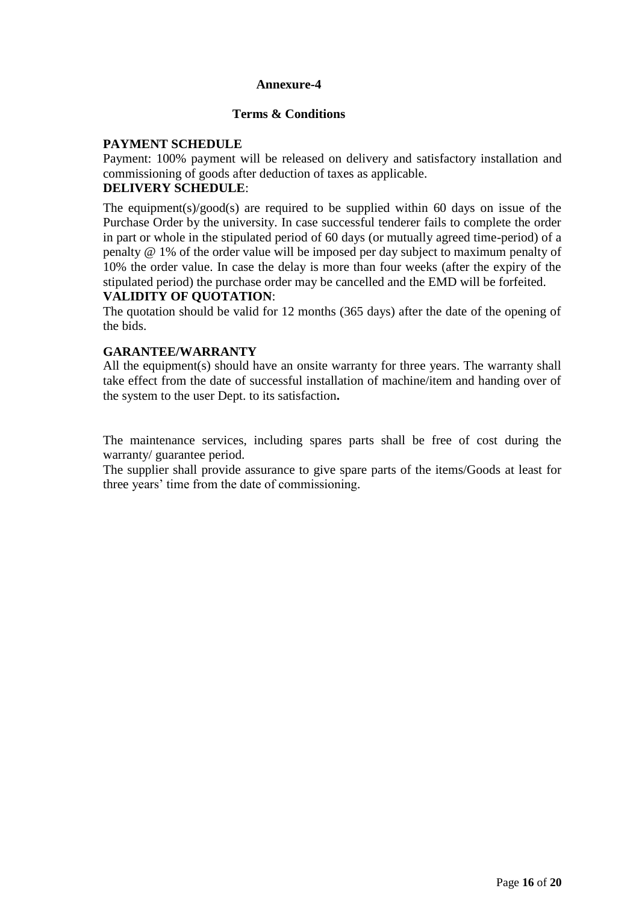# Annexure-4

## Terms & Conditions

**PAYMENT SCHEDULE**

Payment: 100% payment will be released on delivery and satisfactory installation and commissioning of goods after deduction of taxes as applicable.

**DELIVERY SCHEDULE**:

The equipment(s)/good(s) are required to be supplied within 60 days on issue of the Purchase Order by the university. In case successful tenderer fails to complete the order in part or whole in the stipulated period of 60 days (or mutually agreed time-period) of a penalty @ 1% of the order value will be imposed per day subject to maximum penalty of 10% the order value. In case the delay is more than four weeks (after the expiry of the stipulated period) the purchase order may be cancelled and the EMD will be forfeited.

**VALIDITY OF QUOTATION**:

The quotation should be valid for 12 months (365 days) after the date of the opening of the bids.

**GARANTEE/WARRANTY**

All the equipment(s) should have an onsite warranty for three years. The warranty shall take effect from the date of successful installation of machine/item and handing over of the system to the user Dept. to its satisfaction**.**

The maintenance services, including spares parts shall be free of cost during the warranty/ guarantee period.

The supplier shall provide assurance to give spare parts of the items/Goods at least for three years' time from the date of commissioning.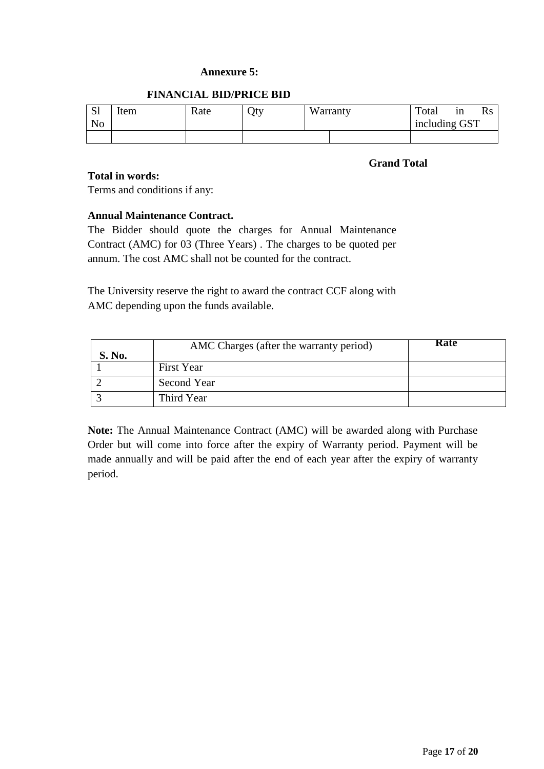**Annexure 5:**

**FINANCIAL BID/PRICE BID**

| Sl No | Item | Rate | Qty | Warranty | | Total in Rs including GST |
|---|---|---|---|---|---|---|
| | | | | | | |

**Grand Total**

**Total in words:**

Terms and conditions if any:

**Annual Maintenance Contract.**

The Bidder should quote the charges for Annual Maintenance Contract (AMC) for 03 (Three Years) . The charges to be quoted per annum. The cost AMC shall not be counted for the contract.

The University reserve the right to award the contract CCF along with AMC depending upon the funds available.

| **S. No.** | AMC Charges (after the warranty period) | **Rate** |
|---|---|---|
| 1 | First Year | |
| 2 | Second Year | |
| 3 | Third Year | |

**Note:** The Annual Maintenance Contract (AMC) will be awarded along with Purchase Order but will come into force after the expiry of Warranty period. Payment will be made annually and will be paid after the end of each year after the expiry of warranty period.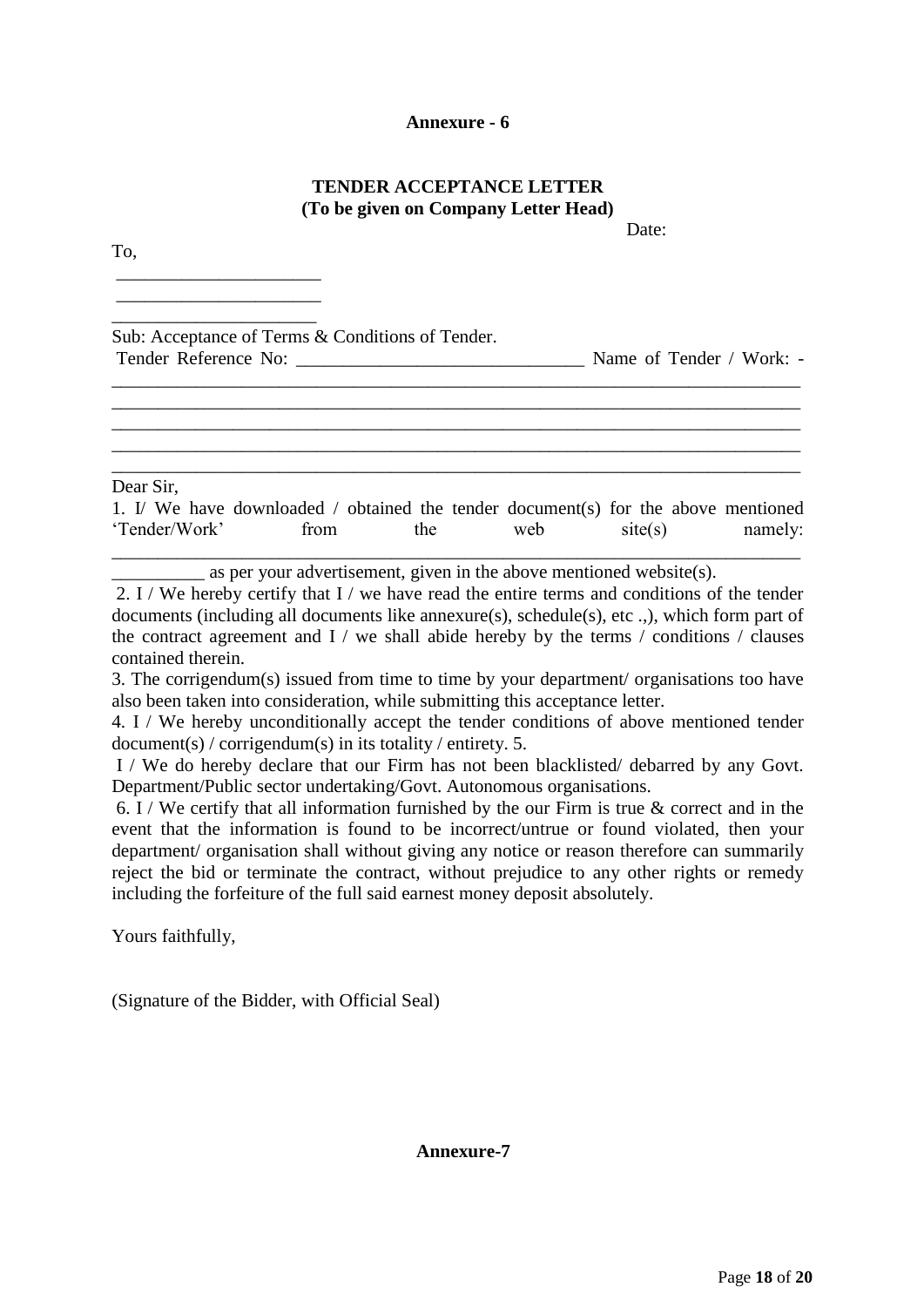**Annexure - 6**

**TENDER ACCEPTANCE LETTER**
**(To be given on Company Letter Head)**

Date:

To,

______________________

______________________

______________________

Sub: Acceptance of Terms & Conditions of Tender.
Tender Reference No: _______________________________ Name of Tender / Work: -
___________________________________________________________________________
___________________________________________________________________________
___________________________________________________________________________
___________________________________________________________________________
___________________________________________________________________________

Dear Sir,

1. I/ We have downloaded / obtained the tender document(s) for the above mentioned 'Tender/Work' from the web site(s) namely: ___________________________________________________________________________ __________ as per your advertisement, given in the above mentioned website(s).

2. I / We hereby certify that I / we have read the entire terms and conditions of the tender documents (including all documents like annexure(s), schedule(s), etc .,), which form part of the contract agreement and I / we shall abide hereby by the terms / conditions / clauses contained therein.

3. The corrigendum(s) issued from time to time by your department/ organisations too have also been taken into consideration, while submitting this acceptance letter.

4. I / We hereby unconditionally accept the tender conditions of above mentioned tender document(s) / corrigendum(s) in its totality / entirety. 5.

I / We do hereby declare that our Firm has not been blacklisted/ debarred by any Govt. Department/Public sector undertaking/Govt. Autonomous organisations.

6. I / We certify that all information furnished by the our Firm is true & correct and in the event that the information is found to be incorrect/untrue or found violated, then your department/ organisation shall without giving any notice or reason therefore can summarily reject the bid or terminate the contract, without prejudice to any other rights or remedy including the forfeiture of the full said earnest money deposit absolutely.

Yours faithfully,

(Signature of the Bidder, with Official Seal)

**Annexure-7**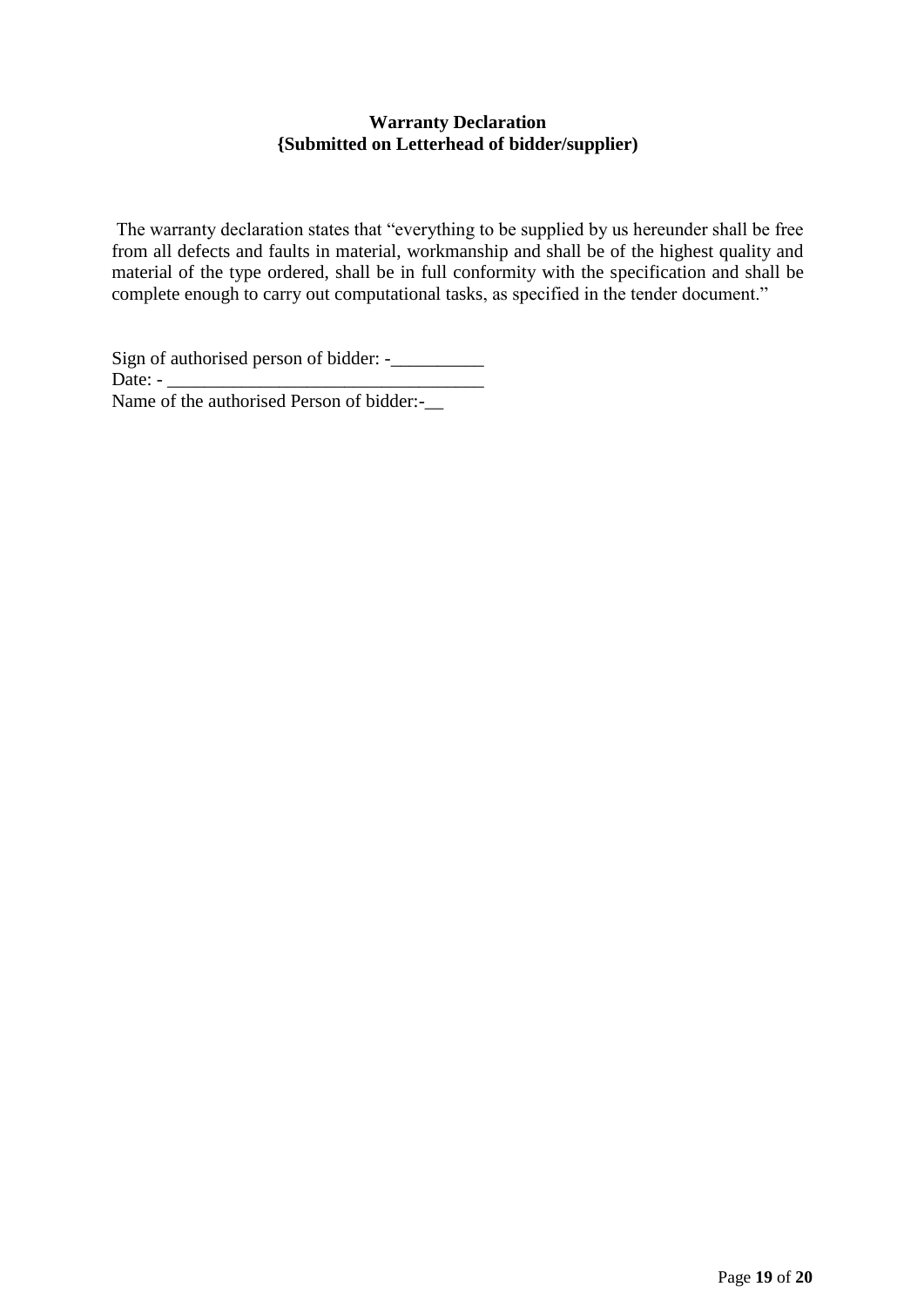**Warranty Declaration**
**{Submitted on Letterhead of bidder/supplier)**

The warranty declaration states that "everything to be supplied by us hereunder shall be free from all defects and faults in material, workmanship and shall be of the highest quality and material of the type ordered, shall be in full conformity with the specification and shall be complete enough to carry out computational tasks, as specified in the tender document."

Sign of authorised person of bidder: -__________
Date: - __________________________________
Name of the authorised Person of bidder:-__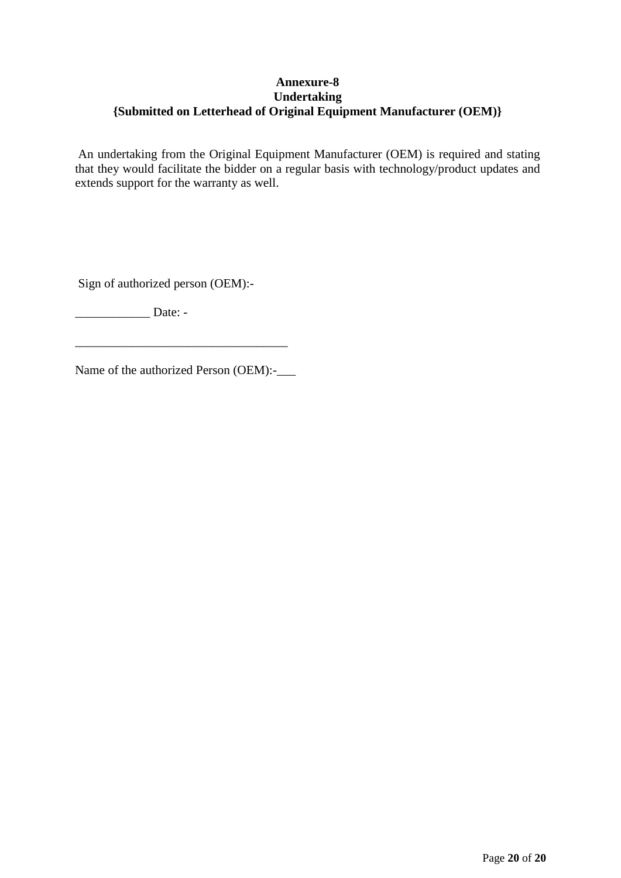**Annexure-8**

**Undertaking**

**{Submitted on Letterhead of Original Equipment Manufacturer (OEM)}**

An undertaking from the Original Equipment Manufacturer (OEM) is required and stating that they would facilitate the bidder on a regular basis with technology/product updates and extends support for the warranty as well.

Sign of authorized person (OEM):-

____________ Date: -

__________________________________

Name of the authorized Person (OEM):-___